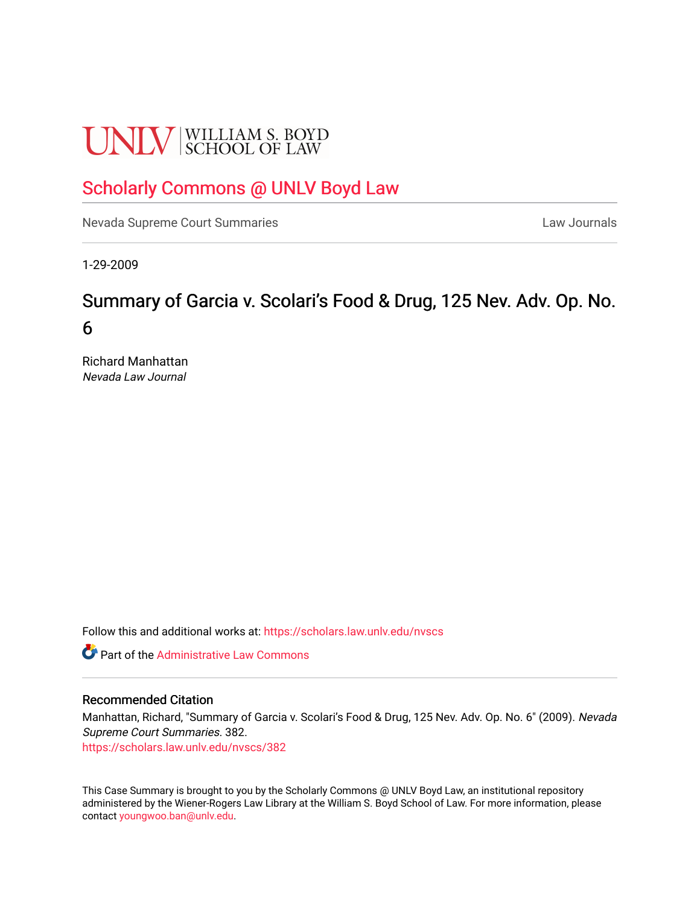UNLV | WILLIAM S. BOYD SCHOOL OF LAW

## Scholarly Commons @ UNLV Boyd Law

Nevada Supreme Court Summaries | Law Journals

1-29-2009

# Summary of Garcia v. Scolari's Food & Drug, 125 Nev. Adv. Op. No. 6

Richard Manhattan
*Nevada Law Journal*

Follow this and additional works at: https://scholars.law.unlv.edu/nvscs

Part of the Administrative Law Commons

### Recommended Citation

Manhattan, Richard, "Summary of Garcia v. Scolari's Food & Drug, 125 Nev. Adv. Op. No. 6" (2009). *Nevada Supreme Court Summaries*. 382.
https://scholars.law.unlv.edu/nvscs/382

This Case Summary is brought to you by the Scholarly Commons @ UNLV Boyd Law, an institutional repository administered by the Wiener-Rogers Law Library at the William S. Boyd School of Law. For more information, please contact youngwoo.ban@unlv.edu.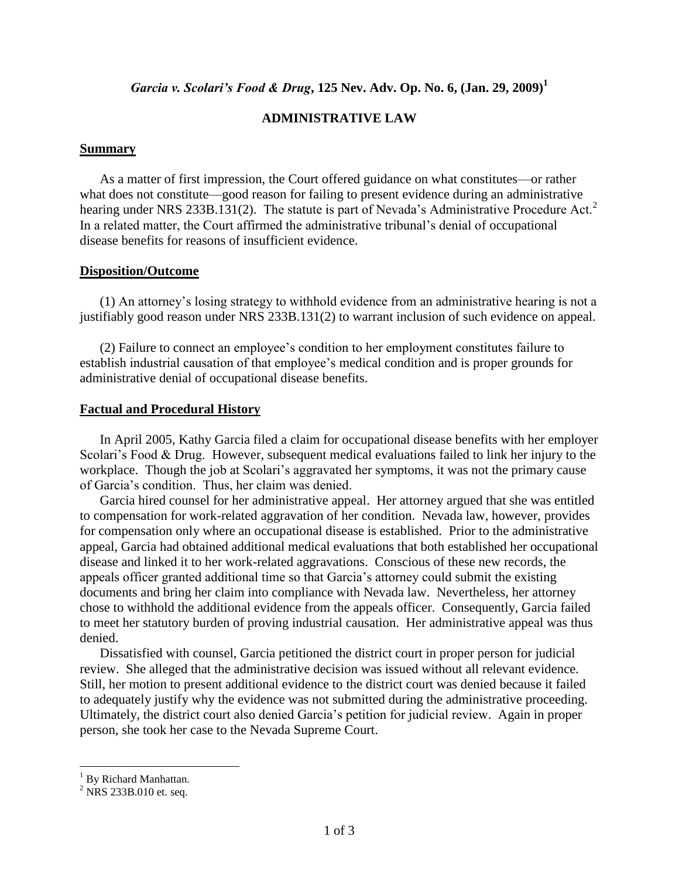# *Garcia v. Scolari's Food & Drug*, 125 Nev. Adv. Op. No. 6, (Jan. 29, 2009)[1]

## ADMINISTRATIVE LAW

### Summary

As a matter of first impression, the Court offered guidance on what constitutes—or rather what does not constitute—good reason for failing to present evidence during an administrative hearing under NRS 233B.131(2). The statute is part of Nevada's Administrative Procedure Act.[2] In a related matter, the Court affirmed the administrative tribunal's denial of occupational disease benefits for reasons of insufficient evidence.

### Disposition/Outcome

(1) An attorney's losing strategy to withhold evidence from an administrative hearing is not a justifiably good reason under NRS 233B.131(2) to warrant inclusion of such evidence on appeal.

(2) Failure to connect an employee's condition to her employment constitutes failure to establish industrial causation of that employee's medical condition and is proper grounds for administrative denial of occupational disease benefits.

### Factual and Procedural History

In April 2005, Kathy Garcia filed a claim for occupational disease benefits with her employer Scolari's Food & Drug. However, subsequent medical evaluations failed to link her injury to the workplace. Though the job at Scolari's aggravated her symptoms, it was not the primary cause of Garcia's condition. Thus, her claim was denied.

Garcia hired counsel for her administrative appeal. Her attorney argued that she was entitled to compensation for work-related aggravation of her condition. Nevada law, however, provides for compensation only where an occupational disease is established. Prior to the administrative appeal, Garcia had obtained additional medical evaluations that both established her occupational disease and linked it to her work-related aggravations. Conscious of these new records, the appeals officer granted additional time so that Garcia's attorney could submit the existing documents and bring her claim into compliance with Nevada law. Nevertheless, her attorney chose to withhold the additional evidence from the appeals officer. Consequently, Garcia failed to meet her statutory burden of proving industrial causation. Her administrative appeal was thus denied.

Dissatisfied with counsel, Garcia petitioned the district court in proper person for judicial review. She alleged that the administrative decision was issued without all relevant evidence. Still, her motion to present additional evidence to the district court was denied because it failed to adequately justify why the evidence was not submitted during the administrative proceeding. Ultimately, the district court also denied Garcia's petition for judicial review. Again in proper person, she took her case to the Nevada Supreme Court.

---

[1] By Richard Manhattan.

[2] NRS 233B.010 et. seq.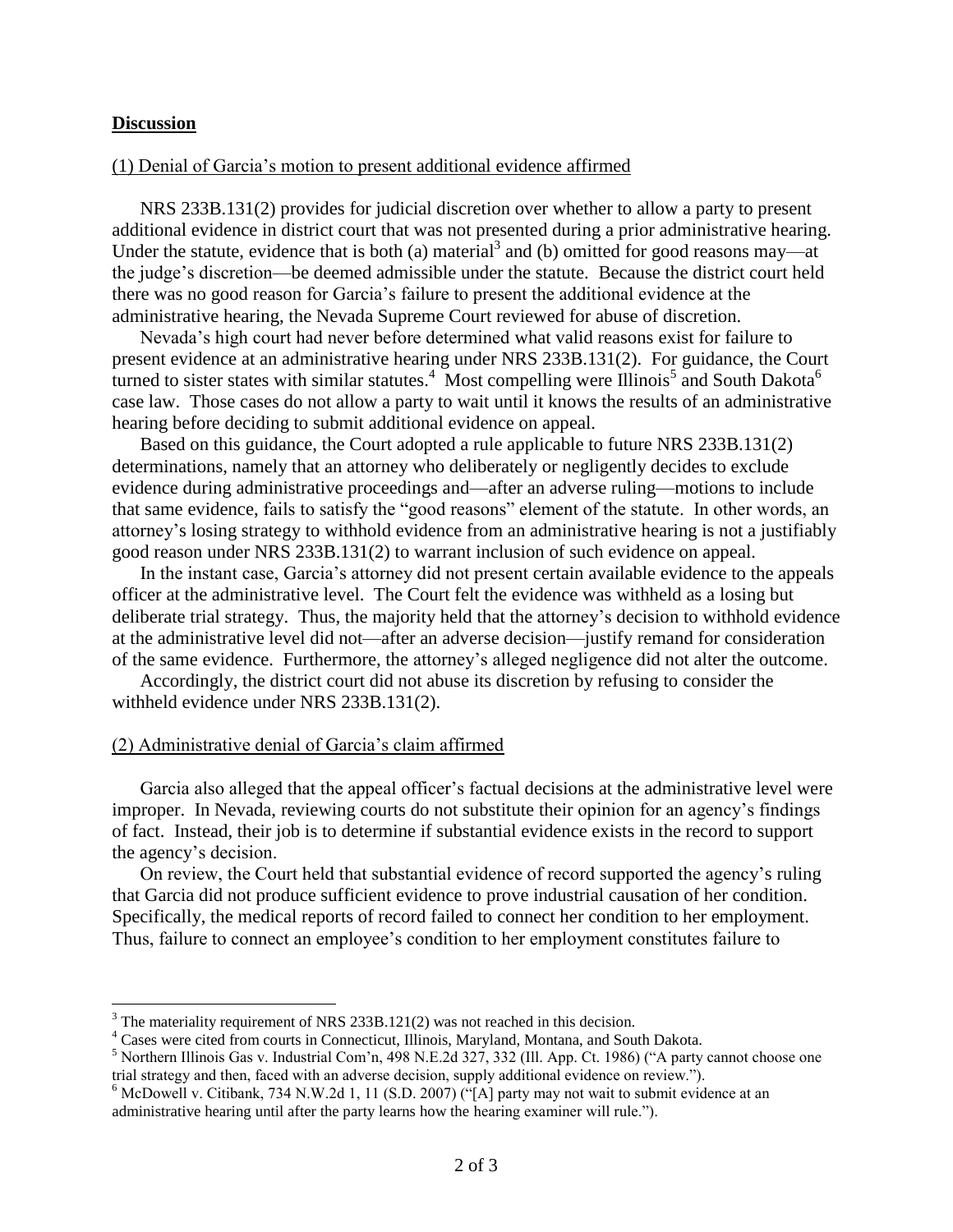## **Discussion**

(1) Denial of Garcia's motion to present additional evidence affirmed

NRS 233B.131(2) provides for judicial discretion over whether to allow a party to present additional evidence in district court that was not presented during a prior administrative hearing. Under the statute, evidence that is both (a) material[3] and (b) omitted for good reasons may—at the judge's discretion—be deemed admissible under the statute. Because the district court held there was no good reason for Garcia's failure to present the additional evidence at the administrative hearing, the Nevada Supreme Court reviewed for abuse of discretion.

Nevada's high court had never before determined what valid reasons exist for failure to present evidence at an administrative hearing under NRS 233B.131(2). For guidance, the Court turned to sister states with similar statutes.[4] Most compelling were Illinois[5] and South Dakota[6] case law. Those cases do not allow a party to wait until it knows the results of an administrative hearing before deciding to submit additional evidence on appeal.

Based on this guidance, the Court adopted a rule applicable to future NRS 233B.131(2) determinations, namely that an attorney who deliberately or negligently decides to exclude evidence during administrative proceedings and—after an adverse ruling—motions to include that same evidence, fails to satisfy the "good reasons" element of the statute. In other words, an attorney's losing strategy to withhold evidence from an administrative hearing is not a justifiably good reason under NRS 233B.131(2) to warrant inclusion of such evidence on appeal.

In the instant case, Garcia's attorney did not present certain available evidence to the appeals officer at the administrative level. The Court felt the evidence was withheld as a losing but deliberate trial strategy. Thus, the majority held that the attorney's decision to withhold evidence at the administrative level did not—after an adverse decision—justify remand for consideration of the same evidence. Furthermore, the attorney's alleged negligence did not alter the outcome.

Accordingly, the district court did not abuse its discretion by refusing to consider the withheld evidence under NRS 233B.131(2).

(2) Administrative denial of Garcia's claim affirmed

Garcia also alleged that the appeal officer's factual decisions at the administrative level were improper. In Nevada, reviewing courts do not substitute their opinion for an agency's findings of fact. Instead, their job is to determine if substantial evidence exists in the record to support the agency's decision.

On review, the Court held that substantial evidence of record supported the agency's ruling that Garcia did not produce sufficient evidence to prove industrial causation of her condition. Specifically, the medical reports of record failed to connect her condition to her employment. Thus, failure to connect an employee's condition to her employment constitutes failure to

---

[3] The materiality requirement of NRS 233B.121(2) was not reached in this decision.

[4] Cases were cited from courts in Connecticut, Illinois, Maryland, Montana, and South Dakota.

[5] Northern Illinois Gas v. Industrial Com'n, 498 N.E.2d 327, 332 (Ill. App. Ct. 1986) ("A party cannot choose one trial strategy and then, faced with an adverse decision, supply additional evidence on review.").

[6] McDowell v. Citibank, 734 N.W.2d 1, 11 (S.D. 2007) ("[A] party may not wait to submit evidence at an administrative hearing until after the party learns how the hearing examiner will rule.").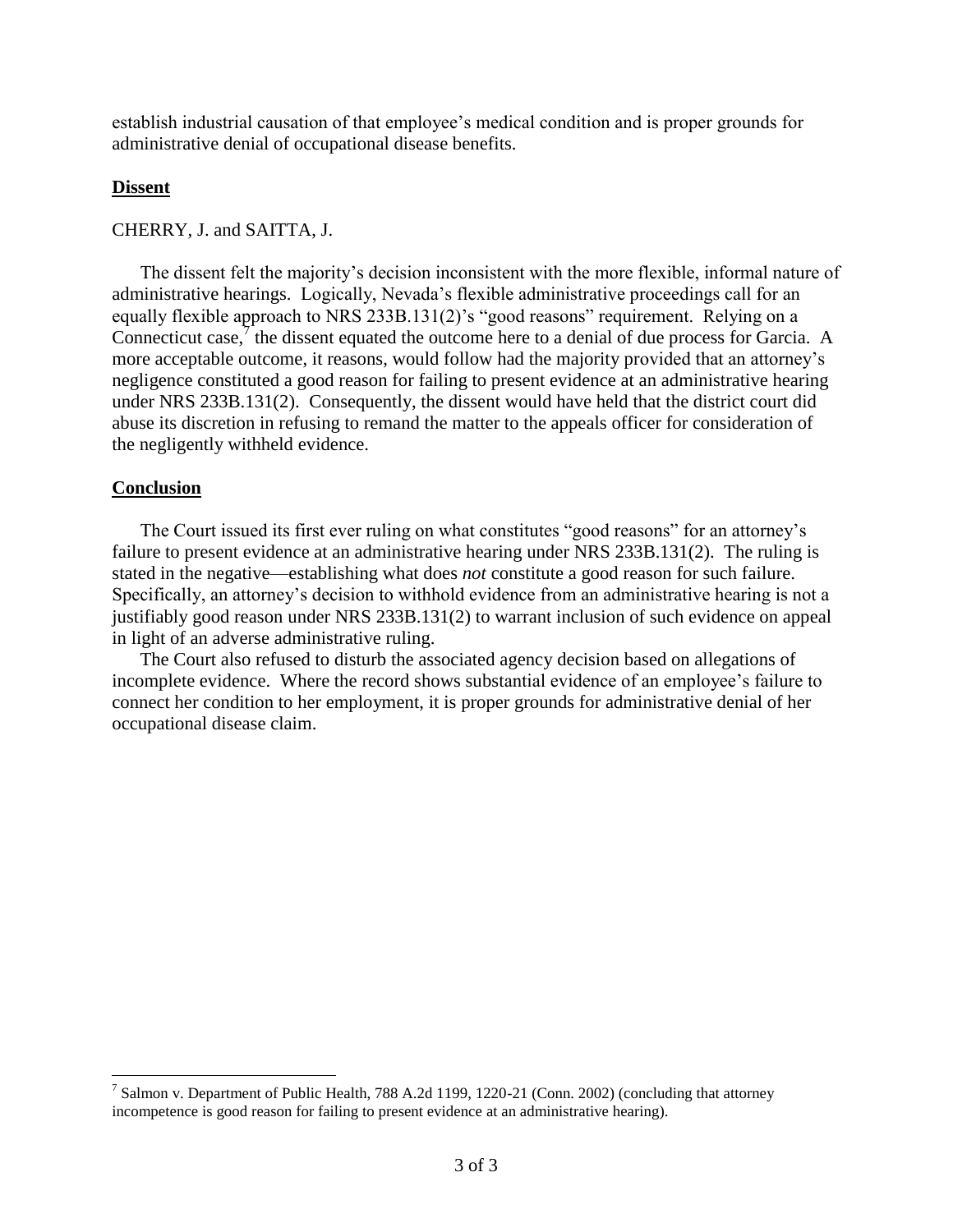establish industrial causation of that employee's medical condition and is proper grounds for administrative denial of occupational disease benefits.

## Dissent

CHERRY, J. and SAITTA, J.

The dissent felt the majority's decision inconsistent with the more flexible, informal nature of administrative hearings. Logically, Nevada's flexible administrative proceedings call for an equally flexible approach to NRS 233B.131(2)'s "good reasons" requirement. Relying on a Connecticut case,[7] the dissent equated the outcome here to a denial of due process for Garcia. A more acceptable outcome, it reasons, would follow had the majority provided that an attorney's negligence constituted a good reason for failing to present evidence at an administrative hearing under NRS 233B.131(2). Consequently, the dissent would have held that the district court did abuse its discretion in refusing to remand the matter to the appeals officer for consideration of the negligently withheld evidence.

## Conclusion

The Court issued its first ever ruling on what constitutes "good reasons" for an attorney's failure to present evidence at an administrative hearing under NRS 233B.131(2). The ruling is stated in the negative—establishing what does *not* constitute a good reason for such failure. Specifically, an attorney's decision to withhold evidence from an administrative hearing is not a justifiably good reason under NRS 233B.131(2) to warrant inclusion of such evidence on appeal in light of an adverse administrative ruling.

The Court also refused to disturb the associated agency decision based on allegations of incomplete evidence. Where the record shows substantial evidence of an employee's failure to connect her condition to her employment, it is proper grounds for administrative denial of her occupational disease claim.

---

[7] Salmon v. Department of Public Health, 788 A.2d 1199, 1220-21 (Conn. 2002) (concluding that attorney incompetence is good reason for failing to present evidence at an administrative hearing).